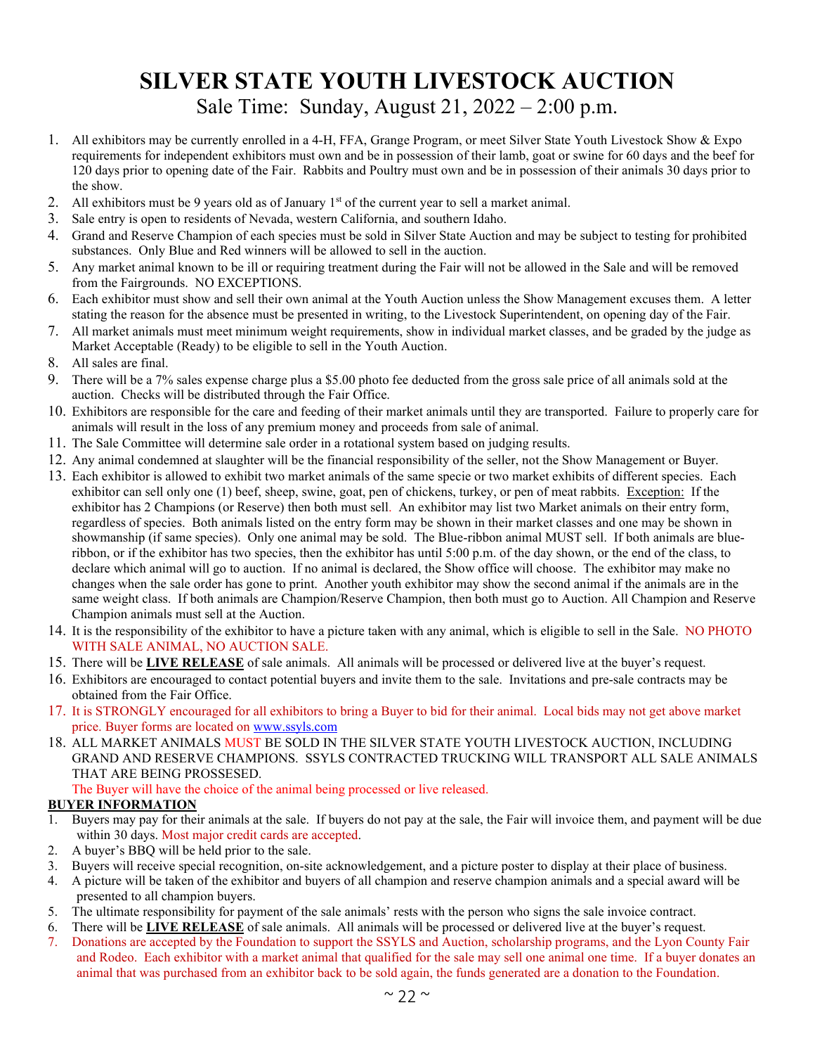# SILVER STATE YOUTH LIVESTOCK AUCTION

## Sale Time: Sunday, August 21, 2022 – 2:00 p.m.

1. All exhibitors may be currently enrolled in a 4-H, FFA, Grange Program, or meet Silver State Youth Livestock Show & Expo requirements for independent exhibitors must own and be in possession of their lamb, goat or swine for 60 days and the beef for 120 days prior to opening date of the Fair. Rabbits and Poultry must own and be in possession of their animals 30 days prior to the show.
2. All exhibitors must be 9 years old as of January 1st of the current year to sell a market animal.
3. Sale entry is open to residents of Nevada, western California, and southern Idaho.
4. Grand and Reserve Champion of each species must be sold in Silver State Auction and may be subject to testing for prohibited substances. Only Blue and Red winners will be allowed to sell in the auction.
5. Any market animal known to be ill or requiring treatment during the Fair will not be allowed in the Sale and will be removed from the Fairgrounds. NO EXCEPTIONS.
6. Each exhibitor must show and sell their own animal at the Youth Auction unless the Show Management excuses them. A letter stating the reason for the absence must be presented in writing, to the Livestock Superintendent, on opening day of the Fair.
7. All market animals must meet minimum weight requirements, show in individual market classes, and be graded by the judge as Market Acceptable (Ready) to be eligible to sell in the Youth Auction.
8. All sales are final.
9. There will be a 7% sales expense charge plus a $5.00 photo fee deducted from the gross sale price of all animals sold at the auction. Checks will be distributed through the Fair Office.
10. Exhibitors are responsible for the care and feeding of their market animals until they are transported. Failure to properly care for animals will result in the loss of any premium money and proceeds from sale of animal.
11. The Sale Committee will determine sale order in a rotational system based on judging results.
12. Any animal condemned at slaughter will be the financial responsibility of the seller, not the Show Management or Buyer.
13. Each exhibitor is allowed to exhibit two market animals of the same specie or two market exhibits of different species. Each exhibitor can sell only one (1) beef, sheep, swine, goat, pen of chickens, turkey, or pen of meat rabbits. Exception: If the exhibitor has 2 Champions (or Reserve) then both must sell. An exhibitor may list two Market animals on their entry form, regardless of species. Both animals listed on the entry form may be shown in their market classes and one may be shown in showmanship (if same species). Only one animal may be sold. The Blue-ribbon animal MUST sell. If both animals are blue-ribbon, or if the exhibitor has two species, then the exhibitor has until 5:00 p.m. of the day shown, or the end of the class, to declare which animal will go to auction. If no animal is declared, the Show office will choose. The exhibitor may make no changes when the sale order has gone to print. Another youth exhibitor may show the second animal if the animals are in the same weight class. If both animals are Champion/Reserve Champion, then both must go to Auction. All Champion and Reserve Champion animals must sell at the Auction.
14. It is the responsibility of the exhibitor to have a picture taken with any animal, which is eligible to sell in the Sale. NO PHOTO WITH SALE ANIMAL, NO AUCTION SALE.
15. There will be **LIVE RELEASE** of sale animals. All animals will be processed or delivered live at the buyer's request.
16. Exhibitors are encouraged to contact potential buyers and invite them to the sale. Invitations and pre-sale contracts may be obtained from the Fair Office.
17. It is STRONGLY encouraged for all exhibitors to bring a Buyer to bid for their animal. Local bids may not get above market price. Buyer forms are located on www.ssyls.com
18. ALL MARKET ANIMALS MUST BE SOLD IN THE SILVER STATE YOUTH LIVESTOCK AUCTION, INCLUDING GRAND AND RESERVE CHAMPIONS. SSYLS CONTRACTED TRUCKING WILL TRANSPORT ALL SALE ANIMALS THAT ARE BEING PROSSESED.
    The Buyer will have the choice of the animal being processed or live released.

**BUYER INFORMATION**

1. Buyers may pay for their animals at the sale. If buyers do not pay at the sale, the Fair will invoice them, and payment will be due within 30 days. Most major credit cards are accepted.
2. A buyer's BBQ will be held prior to the sale.
3. Buyers will receive special recognition, on-site acknowledgement, and a picture poster to display at their place of business.
4. A picture will be taken of the exhibitor and buyers of all champion and reserve champion animals and a special award will be presented to all champion buyers.
5. The ultimate responsibility for payment of the sale animals' rests with the person who signs the sale invoice contract.
6. There will be **LIVE RELEASE** of sale animals. All animals will be processed or delivered live at the buyer's request.
7. Donations are accepted by the Foundation to support the SSYLS and Auction, scholarship programs, and the Lyon County Fair and Rodeo. Each exhibitor with a market animal that qualified for the sale may sell one animal one time. If a buyer donates an animal that was purchased from an exhibitor back to be sold again, the funds generated are a donation to the Foundation.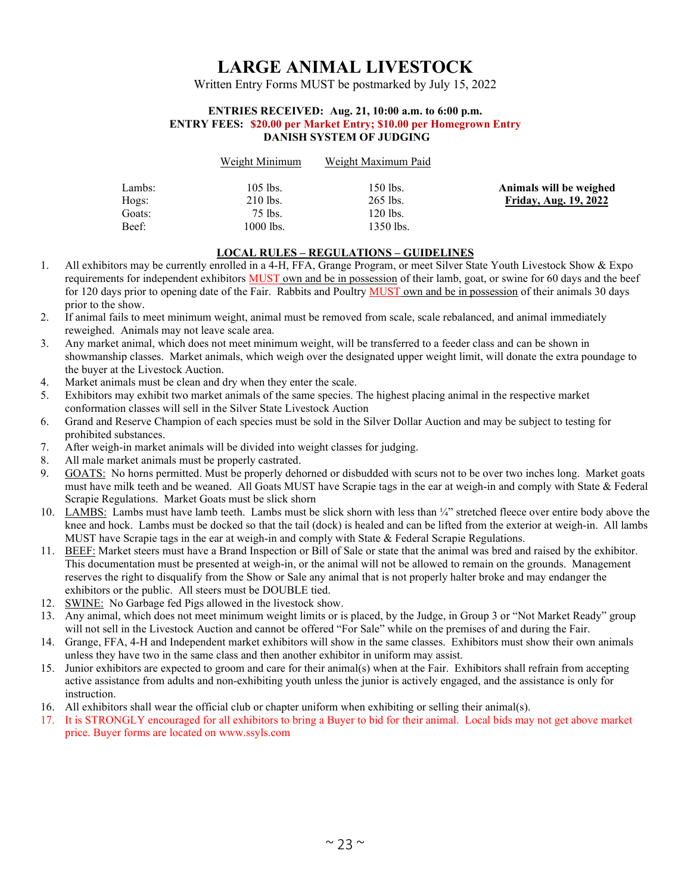# LARGE ANIMAL LIVESTOCK

Written Entry Forms MUST be postmarked by July 15, 2022

**ENTRIES RECEIVED: Aug. 21, 10:00 a.m. to 6:00 p.m.**
**ENTRY FEES: $20.00 per Market Entry; $10.00 per Homegrown Entry**
**DANISH SYSTEM OF JUDGING**

| | Weight Minimum | Weight Maximum Paid | |
|---|---|---|---|
| Lambs: | 105 lbs. | 150 lbs. | **Animals will be weighed** |
| Hogs: | 210 lbs. | 265 lbs. | **Friday, Aug. 19, 2022** |
| Goats: | 75 lbs. | 120 lbs. | |
| Beef: | 1000 lbs. | 1350 lbs. | |

## LOCAL RULES – REGULATIONS – GUIDELINES

1. All exhibitors may be currently enrolled in a 4-H, FFA, Grange Program, or meet Silver State Youth Livestock Show & Expo requirements for independent exhibitors MUST own and be in possession of their lamb, goat, or swine for 60 days and the beef for 120 days prior to opening date of the Fair. Rabbits and Poultry MUST own and be in possession of their animals 30 days prior to the show.
2. If animal fails to meet minimum weight, animal must be removed from scale, scale rebalanced, and animal immediately reweighed. Animals may not leave scale area.
3. Any market animal, which does not meet minimum weight, will be transferred to a feeder class and can be shown in showmanship classes. Market animals, which weigh over the designated upper weight limit, will donate the extra poundage to the buyer at the Livestock Auction.
4. Market animals must be clean and dry when they enter the scale.
5. Exhibitors may exhibit two market animals of the same species. The highest placing animal in the respective market conformation classes will sell in the Silver State Livestock Auction
6. Grand and Reserve Champion of each species must be sold in the Silver Dollar Auction and may be subject to testing for prohibited substances.
7. After weigh-in market animals will be divided into weight classes for judging.
8. All male market animals must be properly castrated.
9. GOATS: No horns permitted. Must be properly dehorned or disbudded with scurs not to be over two inches long. Market goats must have milk teeth and be weaned. All Goats MUST have Scrapie tags in the ear at weigh-in and comply with State & Federal Scrapie Regulations. Market Goats must be slick shorn
10. LAMBS: Lambs must have lamb teeth. Lambs must be slick shorn with less than ¼" stretched fleece over entire body above the knee and hock. Lambs must be docked so that the tail (dock) is healed and can be lifted from the exterior at weigh-in. All lambs MUST have Scrapie tags in the ear at weigh-in and comply with State & Federal Scrapie Regulations.
11. BEEF: Market steers must have a Brand Inspection or Bill of Sale or state that the animal was bred and raised by the exhibitor. This documentation must be presented at weigh-in, or the animal will not be allowed to remain on the grounds. Management reserves the right to disqualify from the Show or Sale any animal that is not properly halter broke and may endanger the exhibitors or the public. All steers must be DOUBLE tied.
12. SWINE: No Garbage fed Pigs allowed in the livestock show.
13. Any animal, which does not meet minimum weight limits or is placed, by the Judge, in Group 3 or "Not Market Ready" group will not sell in the Livestock Auction and cannot be offered "For Sale" while on the premises of and during the Fair.
14. Grange, FFA, 4-H and Independent market exhibitors will show in the same classes. Exhibitors must show their own animals unless they have two in the same class and then another exhibitor in uniform may assist.
15. Junior exhibitors are expected to groom and care for their animal(s) when at the Fair. Exhibitors shall refrain from accepting active assistance from adults and non-exhibiting youth unless the junior is actively engaged, and the assistance is only for instruction.
16. All exhibitors shall wear the official club or chapter uniform when exhibiting or selling their animal(s).
17. It is STRONGLY encouraged for all exhibitors to bring a Buyer to bid for their animal. Local bids may not get above market price. Buyer forms are located on www.ssyls.com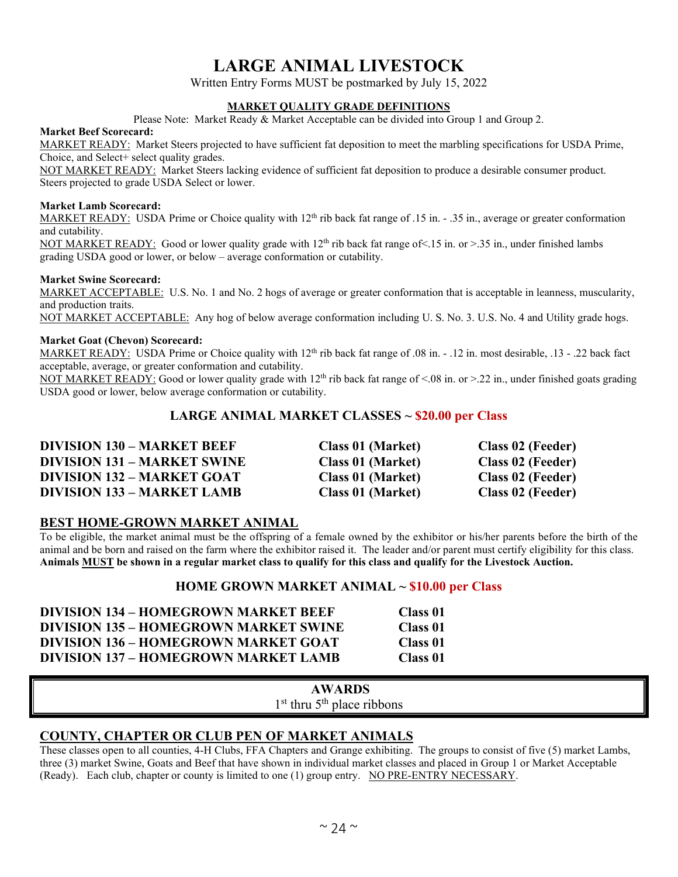# LARGE ANIMAL LIVESTOCK

Written Entry Forms MUST be postmarked by July 15, 2022

## MARKET QUALITY GRADE DEFINITIONS

Please Note: Market Ready & Market Acceptable can be divided into Group 1 and Group 2.

**Market Beef Scorecard:**

MARKET READY: Market Steers projected to have sufficient fat deposition to meet the marbling specifications for USDA Prime, Choice, and Select+ select quality grades.

NOT MARKET READY: Market Steers lacking evidence of sufficient fat deposition to produce a desirable consumer product. Steers projected to grade USDA Select or lower.

**Market Lamb Scorecard:**

MARKET READY: USDA Prime or Choice quality with 12th rib back fat range of .15 in. - .35 in., average or greater conformation and cutability.

NOT MARKET READY: Good or lower quality grade with 12th rib back fat range of<.15 in. or >.35 in., under finished lambs grading USDA good or lower, or below – average conformation or cutability.

**Market Swine Scorecard:**

MARKET ACCEPTABLE: U.S. No. 1 and No. 2 hogs of average or greater conformation that is acceptable in leanness, muscularity, and production traits.

NOT MARKET ACCEPTABLE: Any hog of below average conformation including U. S. No. 3. U.S. No. 4 and Utility grade hogs.

**Market Goat (Chevon) Scorecard:**

MARKET READY: USDA Prime or Choice quality with 12th rib back fat range of .08 in. - .12 in. most desirable, .13 - .22 back fact acceptable, average, or greater conformation and cutability.

NOT MARKET READY: Good or lower quality grade with 12th rib back fat range of <.08 in. or >.22 in., under finished goats grading USDA good or lower, below average conformation or cutability.

### LARGE ANIMAL MARKET CLASSES ~ $20.00 per Class

| | | |
|---|---|---|
| **DIVISION 130 – MARKET BEEF** | **Class 01 (Market)** | **Class 02 (Feeder)** |
| **DIVISION 131 – MARKET SWINE** | **Class 01 (Market)** | **Class 02 (Feeder)** |
| **DIVISION 132 – MARKET GOAT** | **Class 01 (Market)** | **Class 02 (Feeder)** |
| **DIVISION 133 – MARKET LAMB** | **Class 01 (Market)** | **Class 02 (Feeder)** |

## BEST HOME-GROWN MARKET ANIMAL

To be eligible, the market animal must be the offspring of a female owned by the exhibitor or his/her parents before the birth of the animal and be born and raised on the farm where the exhibitor raised it. The leader and/or parent must certify eligibility for this class. **Animals MUST be shown in a regular market class to qualify for this class and qualify for the Livestock Auction.**

### HOME GROWN MARKET ANIMAL ~ $10.00 per Class

| | |
|---|---|
| **DIVISION 134 – HOMEGROWN MARKET BEEF** | **Class 01** |
| **DIVISION 135 – HOMEGROWN MARKET SWINE** | **Class 01** |
| **DIVISION 136 – HOMEGROWN MARKET GOAT** | **Class 01** |
| **DIVISION 137 – HOMEGROWN MARKET LAMB** | **Class 01** |

**AWARDS**

1st thru 5th place ribbons

## COUNTY, CHAPTER OR CLUB PEN OF MARKET ANIMALS

These classes open to all counties, 4-H Clubs, FFA Chapters and Grange exhibiting. The groups to consist of five (5) market Lambs, three (3) market Swine, Goats and Beef that have shown in individual market classes and placed in Group 1 or Market Acceptable (Ready). Each club, chapter or county is limited to one (1) group entry. NO PRE-ENTRY NECESSARY.